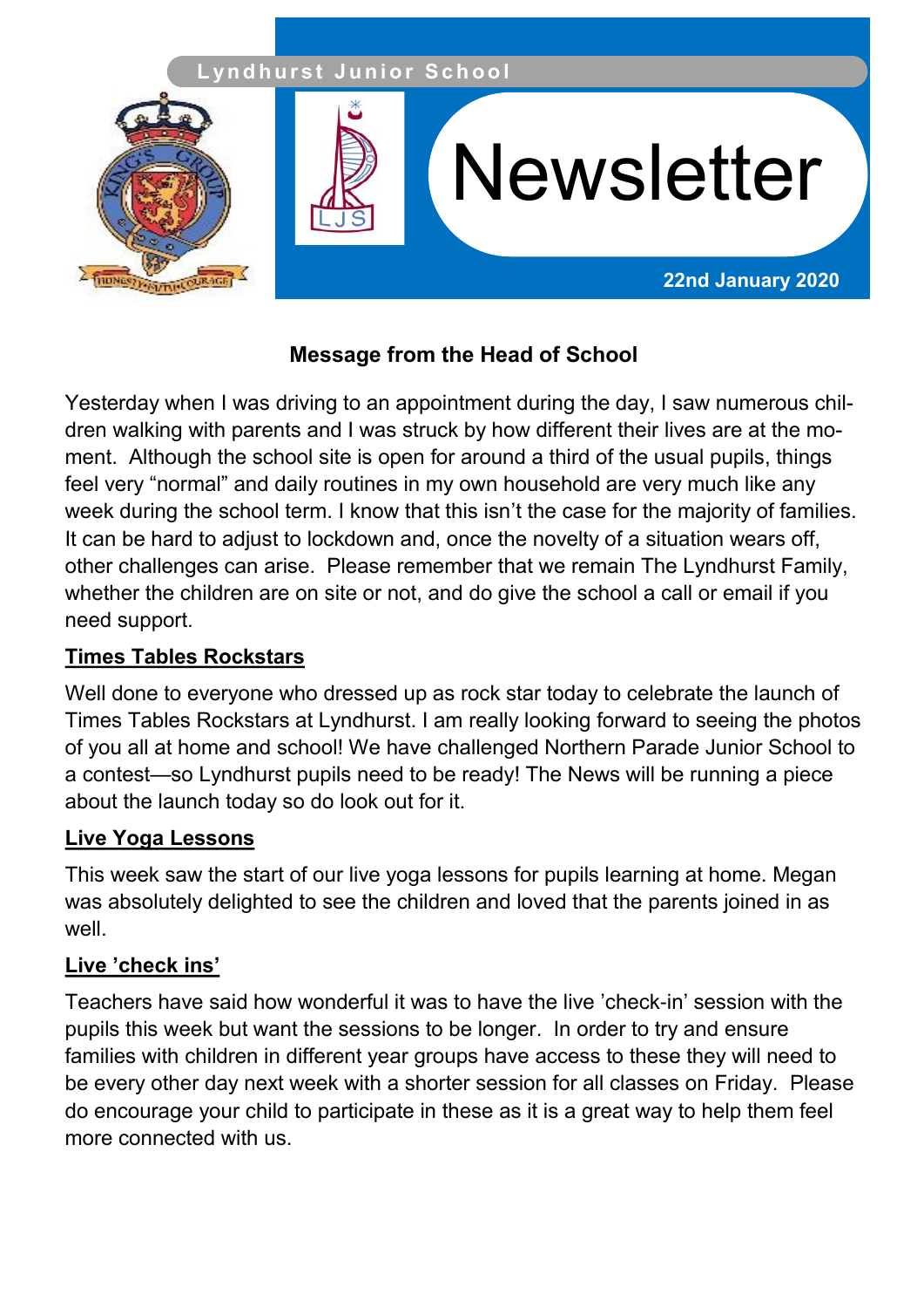Lyndhurst Junior School

# Newsletter

**22nd January 2020**

## Message from the Head of School

Yesterday when I was driving to an appointment during the day, I saw numerous children walking with parents and I was struck by how different their lives are at the moment. Although the school site is open for around a third of the usual pupils, things feel very "normal" and daily routines in my own household are very much like any week during the school term. I know that this isn't the case for the majority of families. It can be hard to adjust to lockdown and, once the novelty of a situation wears off, other challenges can arise. Please remember that we remain The Lyndhurst Family, whether the children are on site or not, and do give the school a call or email if you need support.

### Times Tables Rockstars

Well done to everyone who dressed up as rock star today to celebrate the launch of Times Tables Rockstars at Lyndhurst. I am really looking forward to seeing the photos of you all at home and school! We have challenged Northern Parade Junior School to a contest—so Lyndhurst pupils need to be ready! The News will be running a piece about the launch today so do look out for it.

### Live Yoga Lessons

This week saw the start of our live yoga lessons for pupils learning at home. Megan was absolutely delighted to see the children and loved that the parents joined in as well.

### Live 'check ins'

Teachers have said how wonderful it was to have the live 'check-in' session with the pupils this week but want the sessions to be longer. In order to try and ensure families with children in different year groups have access to these they will need to be every other day next week with a shorter session for all classes on Friday. Please do encourage your child to participate in these as it is a great way to help them feel more connected with us.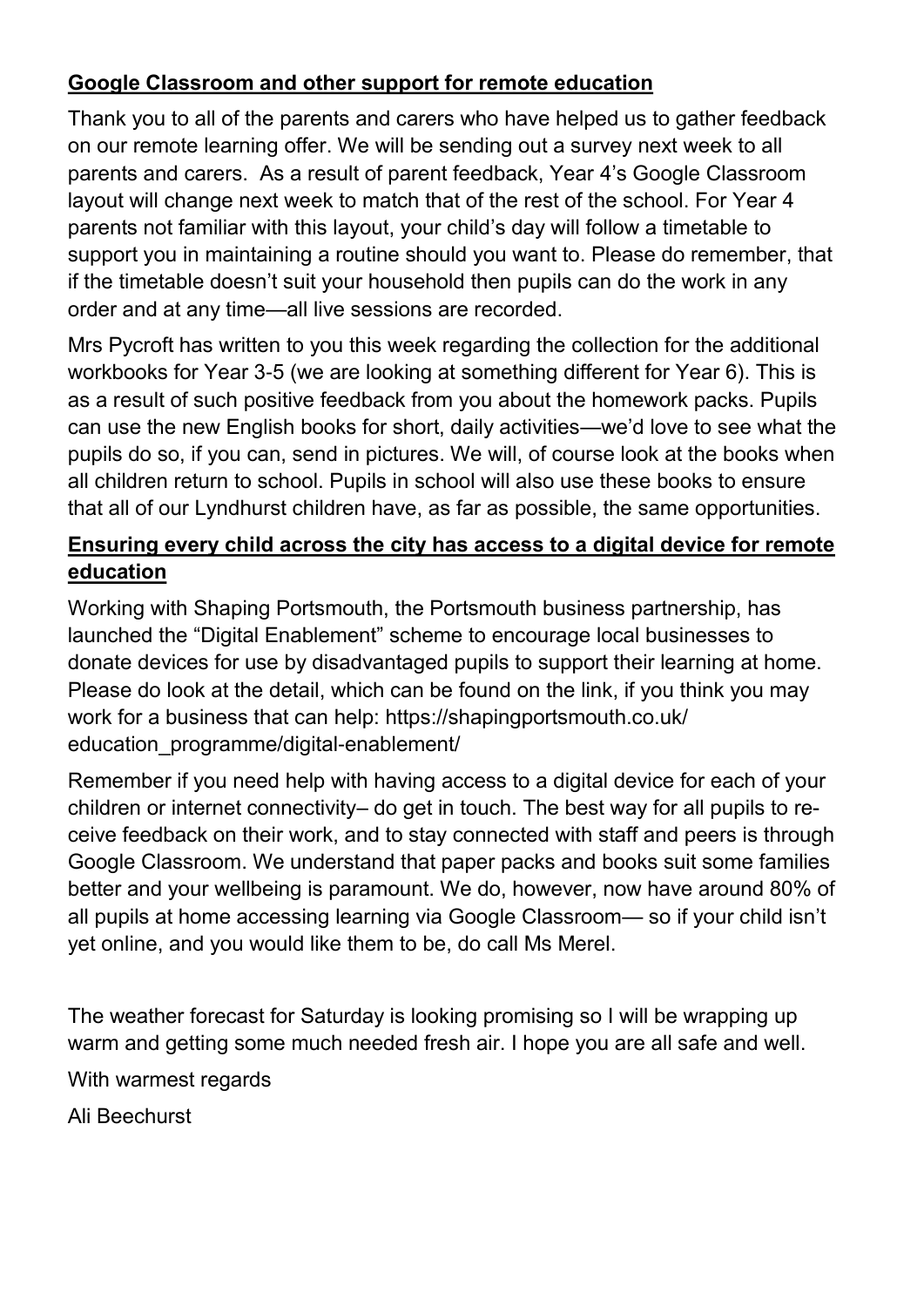**Google Classroom and other support for remote education**

Thank you to all of the parents and carers who have helped us to gather feedback on our remote learning offer. We will be sending out a survey next week to all parents and carers. As a result of parent feedback, Year 4's Google Classroom layout will change next week to match that of the rest of the school. For Year 4 parents not familiar with this layout, your child's day will follow a timetable to support you in maintaining a routine should you want to. Please do remember, that if the timetable doesn't suit your household then pupils can do the work in any order and at any time—all live sessions are recorded.

Mrs Pycroft has written to you this week regarding the collection for the additional workbooks for Year 3-5 (we are looking at something different for Year 6). This is as a result of such positive feedback from you about the homework packs. Pupils can use the new English books for short, daily activities—we'd love to see what the pupils do so, if you can, send in pictures. We will, of course look at the books when all children return to school. Pupils in school will also use these books to ensure that all of our Lyndhurst children have, as far as possible, the same opportunities.

**Ensuring every child across the city has access to a digital device for remote education**

Working with Shaping Portsmouth, the Portsmouth business partnership, has launched the "Digital Enablement" scheme to encourage local businesses to donate devices for use by disadvantaged pupils to support their learning at home. Please do look at the detail, which can be found on the link, if you think you may work for a business that can help: https://shapingportsmouth.co.uk/education_programme/digital-enablement/

Remember if you need help with having access to a digital device for each of your children or internet connectivity– do get in touch. The best way for all pupils to receive feedback on their work, and to stay connected with staff and peers is through Google Classroom. We understand that paper packs and books suit some families better and your wellbeing is paramount. We do, however, now have around 80% of all pupils at home accessing learning via Google Classroom— so if your child isn't yet online, and you would like them to be, do call Ms Merel.

The weather forecast for Saturday is looking promising so I will be wrapping up warm and getting some much needed fresh air. I hope you are all safe and well.

With warmest regards

Ali Beechurst